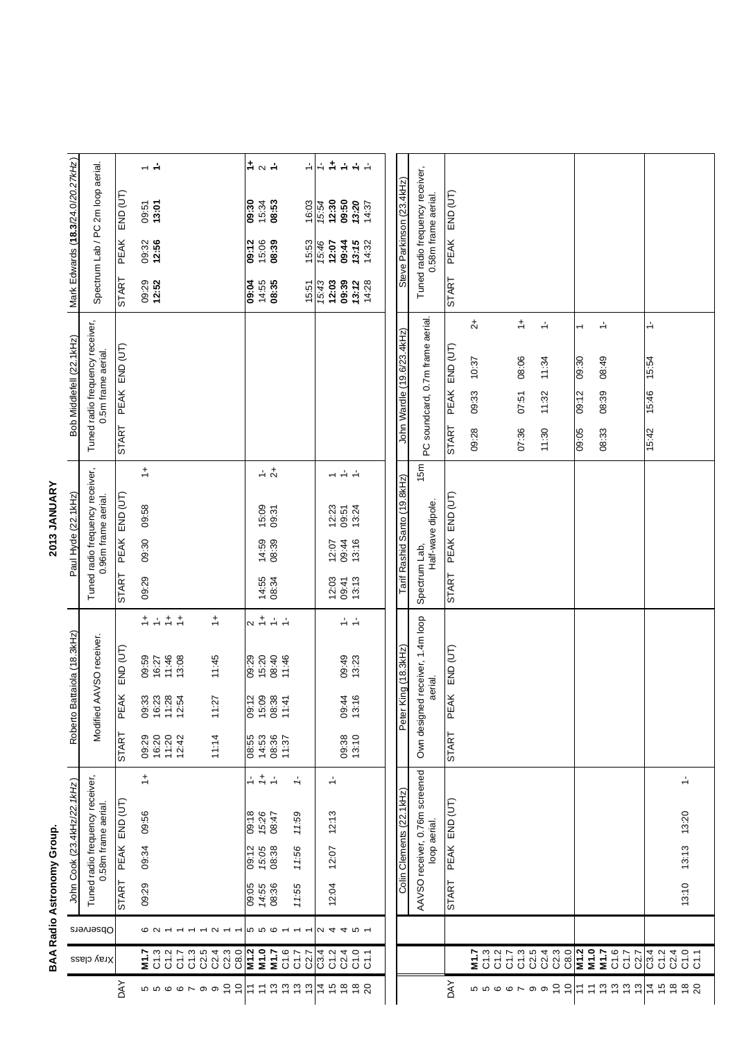**BAA Radio Astronomy Group.**

## 2013 JANUARY

| DAY | Xray class | Observers | John Cook (23.4kHz/*22.1kHz*) | | | | Roberto Battaiola (18.3kHz) | | | | Paul Hyde (22.1kHz) | | | | Bob Middlefell (22.1kHz) | | | | Mark Edwards (**18.3**/*24.0/20.27kHz*) | | | |
|---|---|---|---|---|---|---|---|---|---|---|---|---|---|---|---|---|---|---|---|---|---|---|
| | | | Tuned radio frequency receiver, 0.58m frame aerial. | | | | Modified AAVSO receiver. | | | | Tuned radio frequency receiver, 0.96m frame aerial. | | | | Tuned radio frequency receiver, 0.5m frame aerial. | | | | Spectrum Lab / PC 2m loop aerial. | | | |
| | | | START | PEAK | END (UT) | | START | PEAK | END (UT) | | START | PEAK | END (UT) | | START | PEAK | END (UT) | | START | PEAK | END (UT) | |
| 5 | **M1.7** | 6 | 09:29 | 09:34 | 09:56 | 1+ | 09:29 | 09:33 | 09:59 | 1+ | 09:29 | 09:30 | 09:58 | 1+ | | | | | 09:29 | 09:32 | 09:51 | 1 |
| 5 | C1.3 | 2 | | | | | 16:20 | 16:23 | 16:27 | 1- | | | | | | | | | | | | |
| 6 | C1.2 | 1 | | | | | 11:20 | 11:28 | 11:46 | 1+ | | | | | | | | | | | | |
| 6 | C1.7 | 1 | | | | | 12:42 | 12:54 | 13:08 | 1+ | | | | | | | | | **12:52** | **12:56** | **13:01** | **1-** |
| 7 | C1.3 | 1 | | | | | | | | | | | | | | | | | | | | |
| 9 | C2.5 | 1 | | | | | | | | | | | | | | | | | | | | |
| 9 | C2.4 | 2 | | | | | | | | | | | | | | | | | | | | |
| 10 | C2.3 | 1 | | | | | | | | | | | | | | | | | | | | |
| 10 | C8.0 | 1 | | | | | 11:14 | 11:27 | 11:45 | 1+ | | | | | | | | | | | | |
| 11 | **M1.2** | 5 | 09:05 | 09:12 | 09:18 | 1- | 08:55 | 09:12 | 09:29 | 2 | | | | | | | | | **09:04** | **09:12** | **09:30** | **1+** |
| 11 | **M1.0** | 5 | *14:55* | *15:05* | *15:26* | 1+ | 14:53 | 15:09 | 15:20 | 1+ | 14:55 | 14:59 | 15:09 | 1- | | | | | 14:55 | 15:06 | 15:34 | 2 |
| 13 | **M1.7** | 6 | 08:36 | 08:38 | 08:47 | 1- | 08:36 | 08:38 | 08:40 | 1- | 08:34 | 08:39 | 09:31 | 2+ | | | | | **08:35** | **08:39** | **08:53** | **1-** |
| 13 | C1.6 | 1 | | | | | 11:37 | 11:41 | 11:46 | 1- | | | | | | | | | | | | |
| 13 | C1.7 | 1 | *11:55* | *11:56* | *11:59* | 1- | | | | | | | | | | | | | | | | |
| 13 | C2.7 | 1 | | | | | | | | | | | | | | | | | 15:51 | 15:53 | 16:03 | 1- |
| 14 | C3.4 | 2 | | | | | | | | | | | | | | | | | *15:43* | *15:46* | *15:54* | 1- |
| 15 | C1.2 | 4 | 12:04 | 12:07 | 12:13 | 1- | | | | | 12:03 | 12:07 | 12:23 | 1 | | | | | **12:03** | **12:07** | **12:30** | **1+** |
| 18 | C2.4 | 4 | | | | | 09:38 | 09:44 | 09:49 | 1- | 09:41 | 09:44 | 09:51 | 1- | | | | | **09:39** | **09:44** | **09:50** | **1-** |
| 18 | C1.0 | 5 | | | | | 13:10 | 13:16 | 13:23 | 1- | 13:13 | 13:16 | 13:24 | 1- | | | | | ***13:12*** | ***13:15*** | ***13:20*** | ***1-*** |
| 20 | C1.1 | 1 | | | | | | | | | | | | | | | | | 14:28 | 14:32 | 14:37 | 1- |

| DAY | Xray class | Colin Clements (22.1kHz) | | | | Peter King (18.3kHz) | | | | Tarif Rashid Santo (19.8kHz) | | | | John Wardle (19.6/23.4kHz) | | | | Steve Parkinson (23.4kHz) | | | |
|---|---|---|---|---|---|---|---|---|---|---|---|---|---|---|---|---|---|---|---|---|---|
| | | AAVSO receiver, 0.76m screened loop aerial. | | | | Own designed receiver, 1.4m loop aerial. | | | | Spectrum Lab, 15m Half-wave dipole. | | | | PC soundcard, 0.7m frame aerial. | | | | Tuned radio frequency receiver, 0.58m frame aerial. | | | |
| | | START | PEAK | END (UT) | | START | PEAK | END (UT) | | START | PEAK | END (UT) | | START | PEAK | END (UT) | | START | PEAK | END (UT) | |
| 5 | **M1.7** | | | | | | | | | | | | | 09:28 | 09:33 | 10:37 | 2+ | | | | |
| 5 | C1.3 | | | | | | | | | | | | | | | | | | | | |
| 6 | C1.2 | | | | | | | | | | | | | | | | | | | | |
| 6 | C1.7 | | | | | | | | | | | | | | | | | | | | |
| 7 | C1.3 | | | | | | | | | | | | | | | | | | | | |
| 9 | C2.5 | | | | | | | | | | | | | 07:36 | 07:51 | 08:06 | 1+ | | | | |
| 9 | C2.4 | | | | | | | | | | | | | | | | | | | | |
| 10 | C2.3 | | | | | | | | | | | | | 11:30 | 11:32 | 11:34 | 1- | | | | |
| 10 | C8.0 | | | | | | | | | | | | | | | | | | | | |
| 11 | **M1.2** | | | | | | | | | | | | | 09:05 | 09:12 | 09:30 | 1 | | | | |
| 11 | **M1.0** | | | | | | | | | | | | | | | | | | | | |
| 13 | **M1.7** | | | | | | | | | | | | | 08:33 | 08:39 | 08:49 | 1- | | | | |
| 13 | C1.6 | | | | | | | | | | | | | | | | | | | | |
| 13 | C1.7 | | | | | | | | | | | | | | | | | | | | |
| 13 | C2.7 | | | | | | | | | | | | | | | | | | | | |
| 14 | C3.4 | | | | | | | | | | | | | 15:42 | 15:46 | 15:54 | 1- | | | | |
| 15 | C1.2 | | | | | | | | | | | | | | | | | | | | |
| 18 | C2.4 | | | | | | | | | | | | | | | | | | | | |
| 18 | C1.0 | 13:10 | 13:13 | 13:20 | 1- | | | | | | | | | | | | | | | | |
| 20 | C1.1 | | | | | | | | | | | | | | | | | | | | |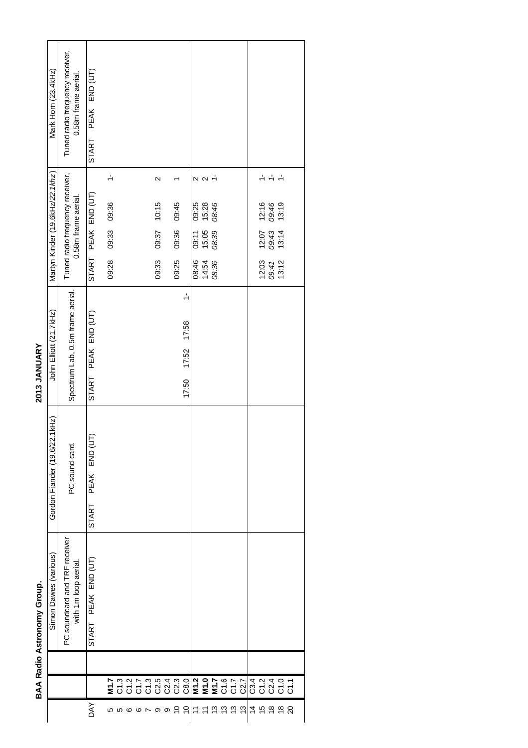# BAA Radio Astronomy Group.

## 2013 JANUARY

| DAY | | Simon Dawes (various) | | | Gordon Fiander (19.6/22.1kHz) | | | John Elliott (21.7kHz) | | | | Martyn Kinder (19.6kHz/*22.1kHz*) | | | | Mark Horn (23.4kHz) | | |
|---|---|---|---|---|---|---|---|---|---|---|---|---|---|---|---|---|---|---|
| | | PC soundcard and TRF receiver with 1m loop aerial. | | | PC sound card. | | | Spectrum Lab, 0.5m frame aerial. | | | | Tuned radio frequency receiver, 0.58m frame aerial. | | | | Tuned radio frequency receiver, 0.58m frame aerial. | | |
| | | START | PEAK | END (UT) | START | PEAK | END (UT) | START | PEAK | END (UT) | | START | PEAK | END (UT) | | START | PEAK | END (UT) |
| 5 | **M1.7** | | | | | | | | | | | 09:28 | 09:33 | 09:36 | 1- | | | |
| 5 | C1.3 | | | | | | | | | | | | | | | | | |
| 6 | C1.2 | | | | | | | | | | | | | | | | | |
| 6 | C1.7 | | | | | | | | | | | | | | | | | |
| 7 | C1.3 | | | | | | | | | | | | | | | | | |
| 9 | C2.5 | | | | | | | | | | | 09:33 | 09:37 | 10:15 | 2 | | | |
| 9 | C2.4 | | | | | | | | | | | | | | | | | |
| 10 | C2.3 | | | | | | | | | | | 09:25 | 09:36 | 09:45 | 1 | | | |
| 10 | C8.0 | | | | | | | 17:50 | 17:52 | 17:58 | 1- | | | | | | | |
| 11 | **M1.2** | | | | | | | | | | | 08:46 | 09:11 | 09:25 | 2 | | | |
| 11 | **M1.0** | | | | | | | | | | | 14:54 | 15:05 | 15:28 | 2 | | | |
| 13 | **M1.7** | | | | | | | | | | | *08:36* | *08:39* | *08:46* | *1-* | | | |
| 13 | C1.6 | | | | | | | | | | | | | | | | | |
| 13 | C1.7 | | | | | | | | | | | | | | | | | |
| 13 | C2.7 | | | | | | | | | | | | | | | | | |
| 14 | C3.4 | | | | | | | | | | | | | | | | | |
| 15 | C1.2 | | | | | | | | | | | 12:03 | 12:07 | 12:16 | 1- | | | |
| 18 | C2.4 | | | | | | | | | | | *09:41* | *09:43* | *09:46* | *1-* | | | |
| 18 | C1.0 | | | | | | | | | | | 13:12 | 13:14 | 13:19 | 1- | | | |
| 20 | C1.1 | | | | | | | | | | | | | | | | | |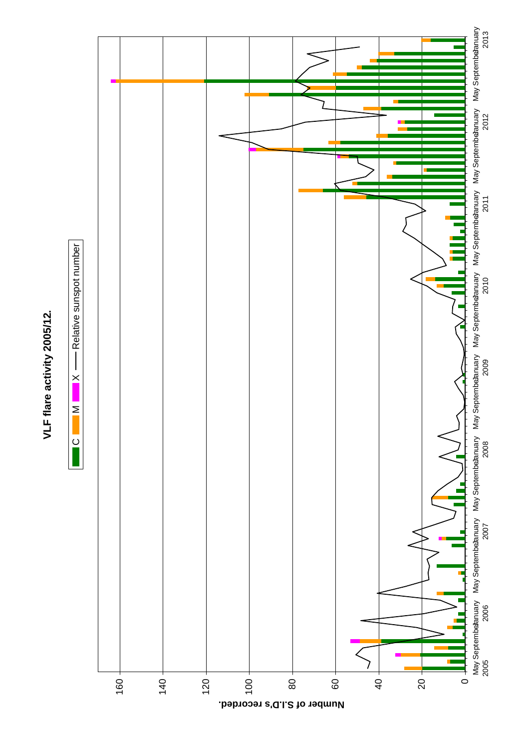**VLF flare activity 2005/12.**

C M X —— Relative sunspot number

Number of S.I.D's recorded.

0 20 40 60 80 100 120 140 160

May 2005 September January 2006 May September January 2007 May September January 2008 May September January 2009 May September January 2010 May September January 2011 May September January 2012 May September January 2013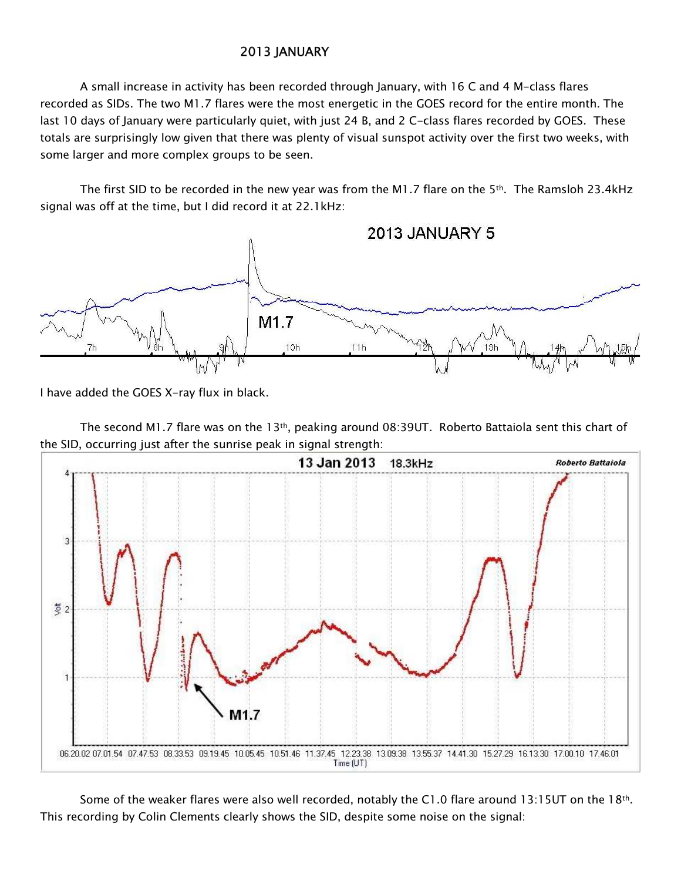## 2013 JANUARY

A small increase in activity has been recorded through January, with 16 C and 4 M-class flares recorded as SIDs. The two M1.7 flares were the most energetic in the GOES record for the entire month. The last 10 days of January were particularly quiet, with just 24 B, and 2 C-class flares recorded by GOES. These totals are surprisingly low given that there was plenty of visual sunspot activity over the first two weeks, with some larger and more complex groups to be seen.

The first SID to be recorded in the new year was from the M1.7 flare on the 5th. The Ramsloh 23.4kHz signal was off at the time, but I did record it at 22.1kHz:

I have added the GOES X-ray flux in black.

The second M1.7 flare was on the 13th, peaking around 08:39UT. Roberto Battaiola sent this chart of the SID, occurring just after the sunrise peak in signal strength:

Some of the weaker flares were also well recorded, notably the C1.0 flare around 13:15UT on the 18th. This recording by Colin Clements clearly shows the SID, despite some noise on the signal: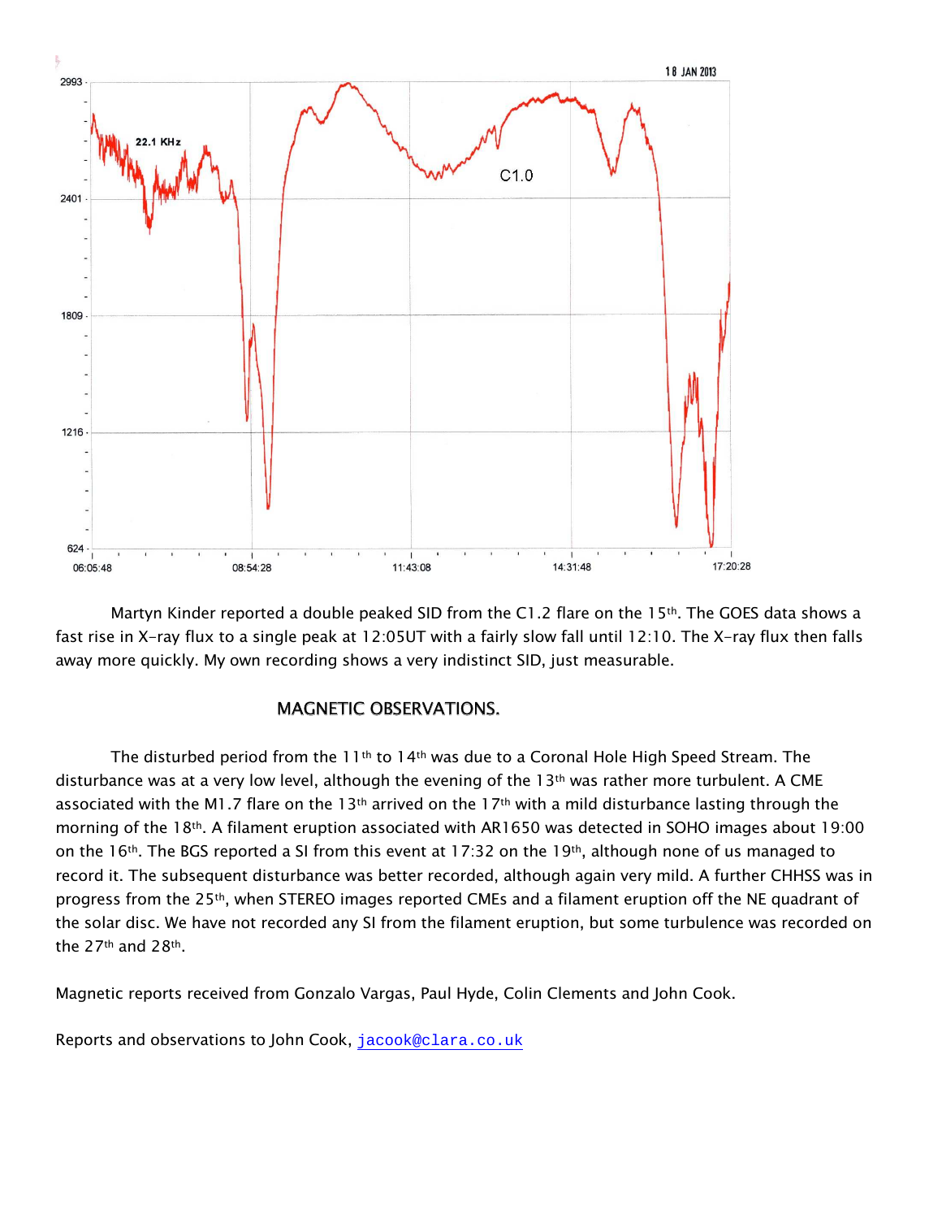Martyn Kinder reported a double peaked SID from the C1.2 flare on the 15th. The GOES data shows a fast rise in X-ray flux to a single peak at 12:05UT with a fairly slow fall until 12:10. The X-ray flux then falls away more quickly. My own recording shows a very indistinct SID, just measurable.

## MAGNETIC OBSERVATIONS.

The disturbed period from the 11th to 14th was due to a Coronal Hole High Speed Stream. The disturbance was at a very low level, although the evening of the 13th was rather more turbulent. A CME associated with the M1.7 flare on the 13th arrived on the 17th with a mild disturbance lasting through the morning of the 18th. A filament eruption associated with AR1650 was detected in SOHO images about 19:00 on the 16th. The BGS reported a SI from this event at 17:32 on the 19th, although none of us managed to record it. The subsequent disturbance was better recorded, although again very mild. A further CHHSS was in progress from the 25th, when STEREO images reported CMEs and a filament eruption off the NE quadrant of the solar disc. We have not recorded any SI from the filament eruption, but some turbulence was recorded on the 27th and 28th.

Magnetic reports received from Gonzalo Vargas, Paul Hyde, Colin Clements and John Cook.

Reports and observations to John Cook, jacook@clara.co.uk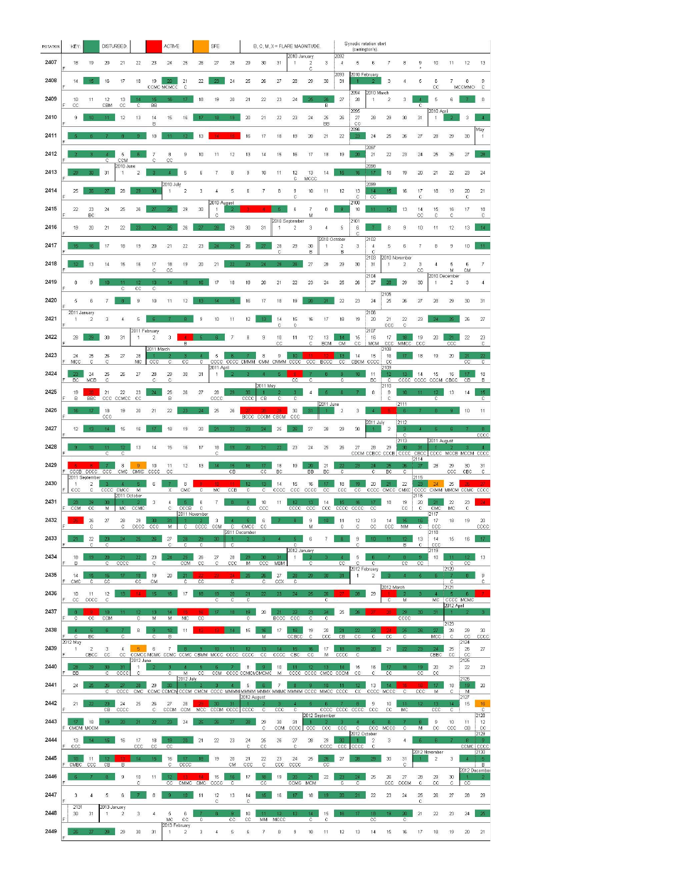ROTATION | KEY: DISTURBED | ACTIVE | SFE | B, C, M, X = FLARE MAGNITUDE | Synodic rotation start (carrington's)

| Rotation | Days | Synodic rotation start (carrington's) |
|---|---|---|
| 2407 | 18–31, 2010 January 1–13 | 2092 (January 4) |
| 2408 | 14–31, 2010 February 1–9 | 2093 (January 31) |
| 2409 | 10–28, 2010 March 1–8 | 2094 (February 28) |
| 2410 | 9–31, 2010 April 1–4 | 2095 (March 27) |
| 2411 | 5–30, May 1 | 2096 (April 23) |
| 2412 | 2–28 | 2097 (May 21) |
| 2413 | 29–31, 2010 June 1–24 | 2098 (June 17) |
| 2414 | 25–30, 2010 July 1–21 | 2099 (July 14) |
| 2415 | 22–31, 2010 August 1–18 | 2100 (August 10) |
| 2416 | 19–31, 2010 September 1–14 | 2101 (September 6) |
| 2417 | 15–30, 2010 October 1–11 | 2102 (October 4) |
| 2418 | 12–31, 2010 November 1–7 | 2103 (October 31) |
| 2419 | 8–30, 2010 December 1–4 | 2104 (November 27) |
| 2420 | 5–31 | 2105 (December 25) |
| 2421 | 2011 January 1–27 | 2106 (January 20) |
| 2422 | 28–31, 2011 February 1–23 | 2107 (February 16) |
| 2423 | 24–28, 2011 March 1–22 | 2108 (March 16) |
| 2424 | 23–31, 2011 April 1–18 | 2109 (April 12) |
| 2425 | 19–30, 2011 May 1–15 | 2110 (May 9) |
| 2426 | 16–31, 2011 June 1–11 | 2111 (June 5) |
| 2427 | 12–30, 2011 July 1–8 | 2112 (July 3) |
| 2428 | 9–31, 2011 August 1–4 | 2113 (July 30) |
| 2429 | 5–31 | 2114 (August 27) |
| 2430 | 2011 September 1–27 | 2115 (September 23) |
| 2431 | 28–30, 2011 October 1–24 | 2116 (October 20) |
| 2432 | 25–31, 2011 November 1–20 | 2117 (November 17) |
| 2433 | 21–30, 2011 December 1–17 | 2118 (December 14) |
| 2434 | 18–31, 2012 January 1–13 | 2119 (January 10) |
| 2435 | 14–31, 2012 February 1–9 | 2120 (February 7) |
| 2436 | 10–29, 2012 March 1–7 | 2121 (March 5) |
| 2437 | 8–31, 2012 April 1–3 | |
| 2438 | 4–30 | 2123 (April 28) |
| 2439 | 2012 May 1–27 | 2124 (May 25) |
| 2440 | 28–31, 2012 June 1–23 | 2125 (June 22) |
| 2441 | 24–30, 2012 July 1–20 | 2126 (July 19) |
| 2442 | 21–31, 2012 August 1–16 | 2127 (August 15) |
| 2443 | 17–31, 2012 September 1–12 | 2128 (September 12) |
| 2444 | 13–30, 2012 October 1–9 | 2129 (October 9) |
| 2445 | 10–31, 2012 November 1–5 | 2130 (November 5) |
| 2446 | 6–30, 2012 December 1–2 | |
| 2447 | 3–29 | |
| 2448 | 30–31, 2013 January 1–25 | 2131 (December 30) |
| 2449 | 26–31, 2013 February 1–21 | |